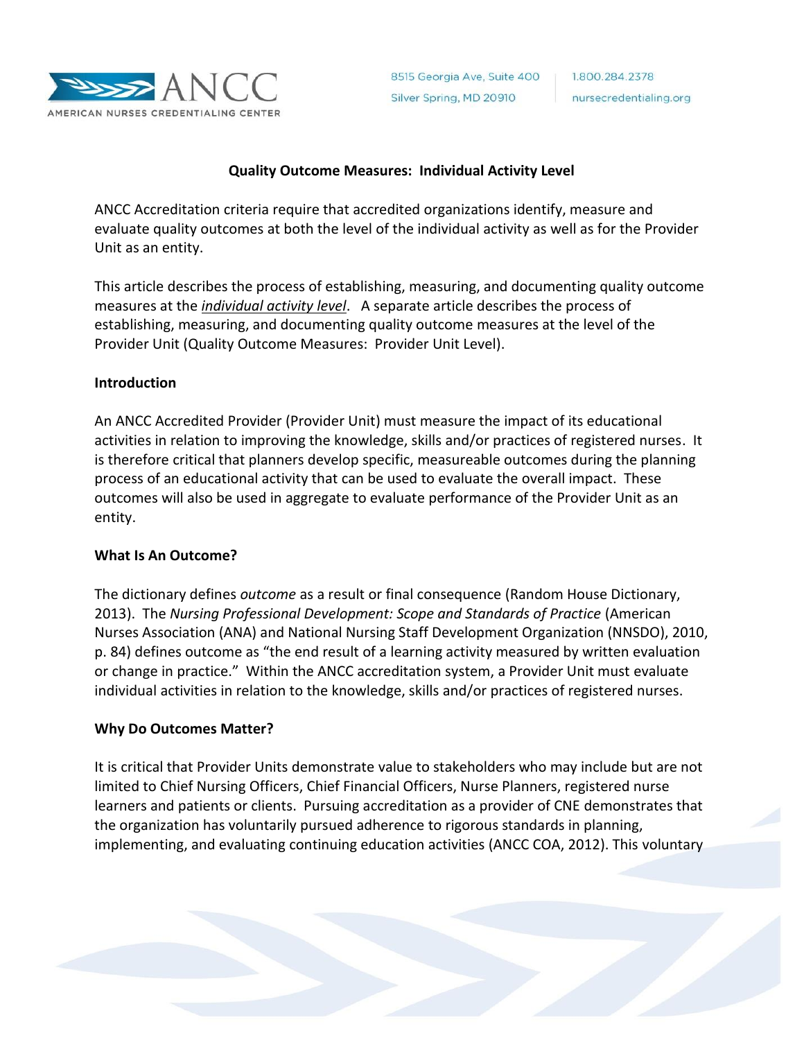ANCC

AMERICAN NURSES CREDENTIALING CENTER

8515 Georgia Ave, Suite 400
Silver Spring, MD 20910

1.800.284.2378
nursecredentialing.org

# Quality Outcome Measures: Individual Activity Level

ANCC Accreditation criteria require that accredited organizations identify, measure and evaluate quality outcomes at both the level of the individual activity as well as for the Provider Unit as an entity.

This article describes the process of establishing, measuring, and documenting quality outcome measures at the ***individual activity level***. A separate article describes the process of establishing, measuring, and documenting quality outcome measures at the level of the Provider Unit (Quality Outcome Measures: Provider Unit Level).

## Introduction

An ANCC Accredited Provider (Provider Unit) must measure the impact of its educational activities in relation to improving the knowledge, skills and/or practices of registered nurses. It is therefore critical that planners develop specific, measureable outcomes during the planning process of an educational activity that can be used to evaluate the overall impact. These outcomes will also be used in aggregate to evaluate performance of the Provider Unit as an entity.

## What Is An Outcome?

The dictionary defines *outcome* as a result or final consequence (Random House Dictionary, 2013). The *Nursing Professional Development: Scope and Standards of Practice* (American Nurses Association (ANA) and National Nursing Staff Development Organization (NNSDO), 2010, p. 84) defines outcome as "the end result of a learning activity measured by written evaluation or change in practice." Within the ANCC accreditation system, a Provider Unit must evaluate individual activities in relation to the knowledge, skills and/or practices of registered nurses.

## Why Do Outcomes Matter?

It is critical that Provider Units demonstrate value to stakeholders who may include but are not limited to Chief Nursing Officers, Chief Financial Officers, Nurse Planners, registered nurse learners and patients or clients. Pursuing accreditation as a provider of CNE demonstrates that the organization has voluntarily pursued adherence to rigorous standards in planning, implementing, and evaluating continuing education activities (ANCC COA, 2012). This voluntary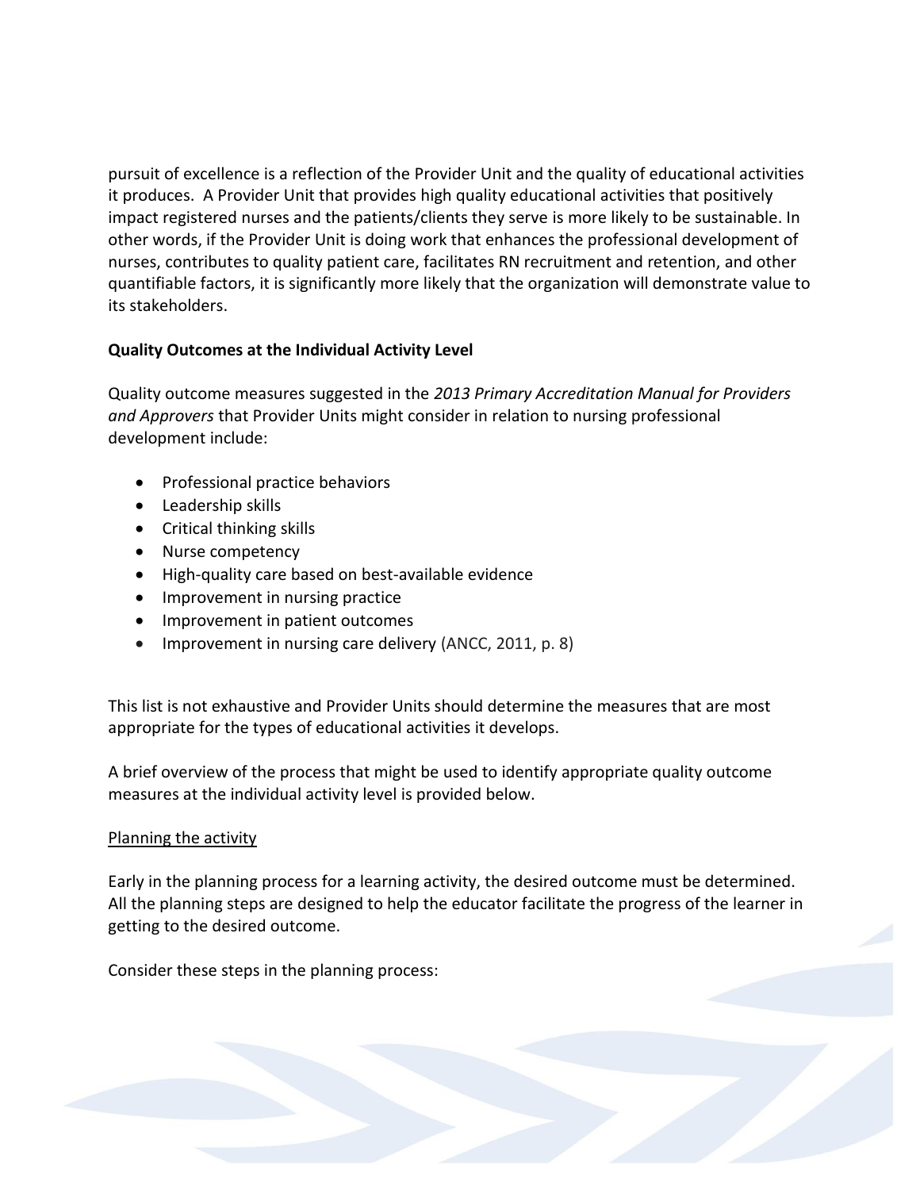pursuit of excellence is a reflection of the Provider Unit and the quality of educational activities it produces. A Provider Unit that provides high quality educational activities that positively impact registered nurses and the patients/clients they serve is more likely to be sustainable. In other words, if the Provider Unit is doing work that enhances the professional development of nurses, contributes to quality patient care, facilitates RN recruitment and retention, and other quantifiable factors, it is significantly more likely that the organization will demonstrate value to its stakeholders.

**Quality Outcomes at the Individual Activity Level**

Quality outcome measures suggested in the *2013 Primary Accreditation Manual for Providers and Approvers* that Provider Units might consider in relation to nursing professional development include:

- Professional practice behaviors
- Leadership skills
- Critical thinking skills
- Nurse competency
- High-quality care based on best-available evidence
- Improvement in nursing practice
- Improvement in patient outcomes
- Improvement in nursing care delivery (ANCC, 2011, p. 8)

This list is not exhaustive and Provider Units should determine the measures that are most appropriate for the types of educational activities it develops.

A brief overview of the process that might be used to identify appropriate quality outcome measures at the individual activity level is provided below.

<u>Planning the activity</u>

Early in the planning process for a learning activity, the desired outcome must be determined. All the planning steps are designed to help the educator facilitate the progress of the learner in getting to the desired outcome.

Consider these steps in the planning process: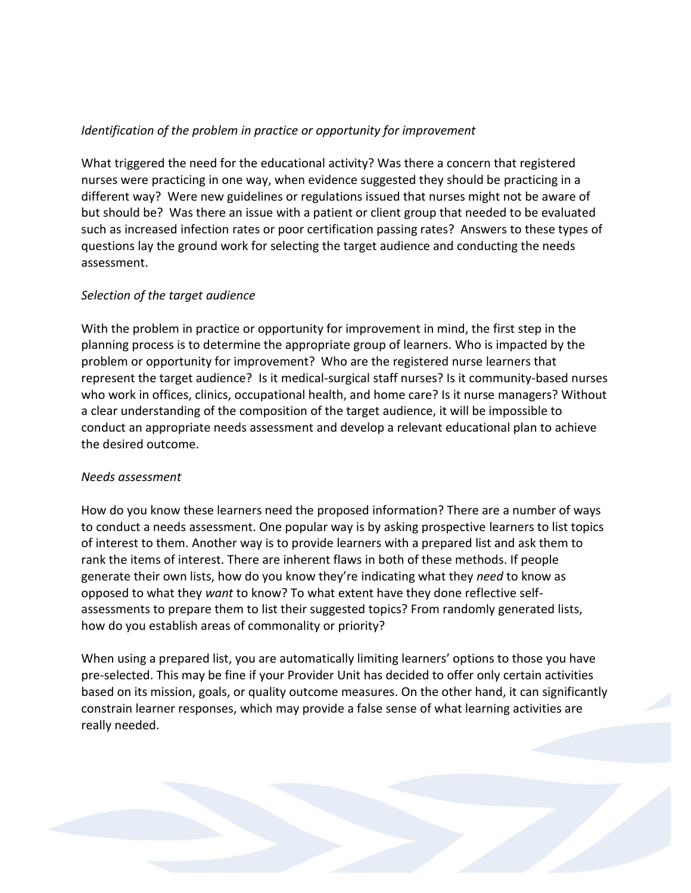*Identification of the problem in practice or opportunity for improvement*

What triggered the need for the educational activity? Was there a concern that registered nurses were practicing in one way, when evidence suggested they should be practicing in a different way? Were new guidelines or regulations issued that nurses might not be aware of but should be? Was there an issue with a patient or client group that needed to be evaluated such as increased infection rates or poor certification passing rates? Answers to these types of questions lay the ground work for selecting the target audience and conducting the needs assessment.

*Selection of the target audience*

With the problem in practice or opportunity for improvement in mind, the first step in the planning process is to determine the appropriate group of learners. Who is impacted by the problem or opportunity for improvement? Who are the registered nurse learners that represent the target audience? Is it medical-surgical staff nurses? Is it community-based nurses who work in offices, clinics, occupational health, and home care? Is it nurse managers? Without a clear understanding of the composition of the target audience, it will be impossible to conduct an appropriate needs assessment and develop a relevant educational plan to achieve the desired outcome.

*Needs assessment*

How do you know these learners need the proposed information? There are a number of ways to conduct a needs assessment. One popular way is by asking prospective learners to list topics of interest to them. Another way is to provide learners with a prepared list and ask them to rank the items of interest. There are inherent flaws in both of these methods. If people generate their own lists, how do you know they're indicating what they *need* to know as opposed to what they *want* to know? To what extent have they done reflective self-assessments to prepare them to list their suggested topics? From randomly generated lists, how do you establish areas of commonality or priority?

When using a prepared list, you are automatically limiting learners' options to those you have pre-selected. This may be fine if your Provider Unit has decided to offer only certain activities based on its mission, goals, or quality outcome measures. On the other hand, it can significantly constrain learner responses, which may provide a false sense of what learning activities are really needed.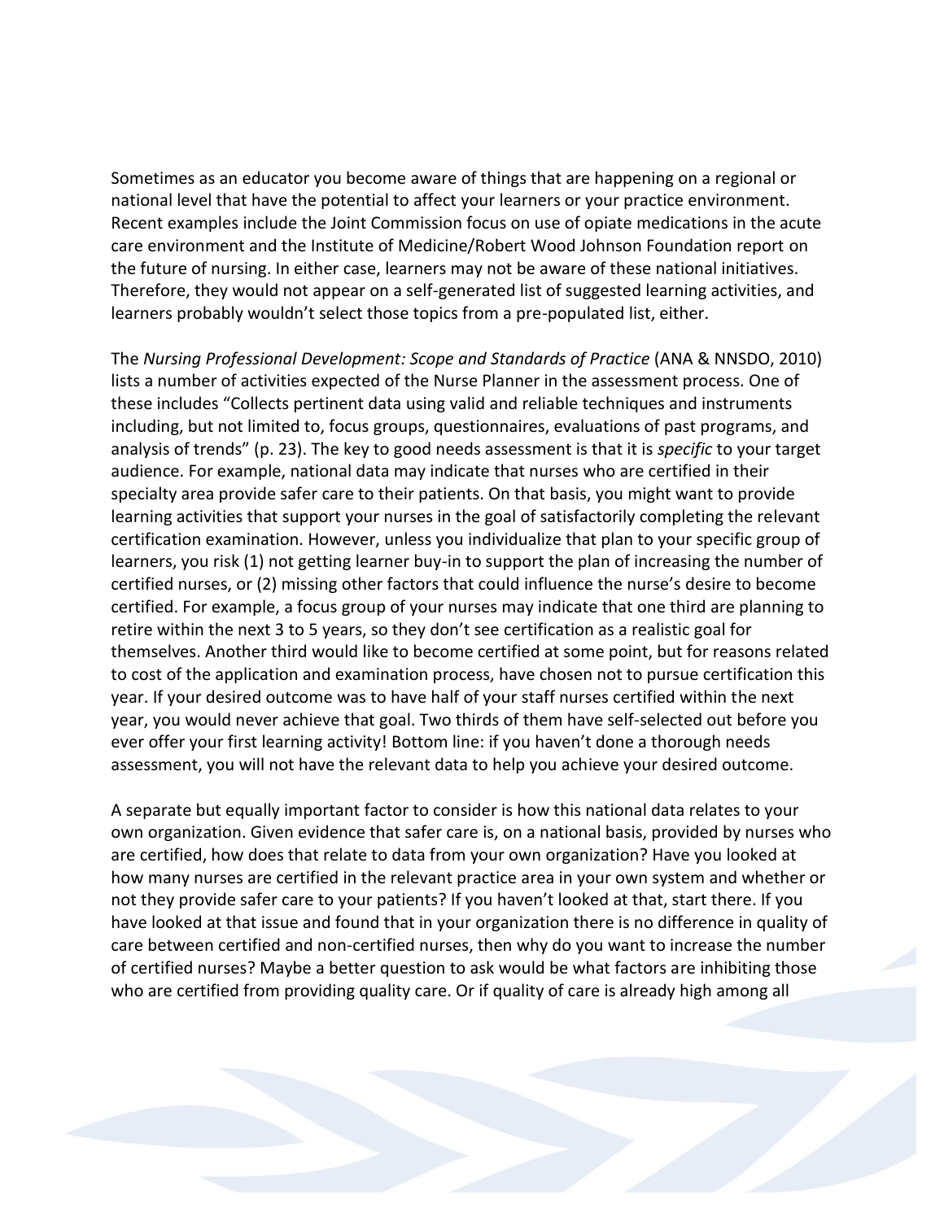Sometimes as an educator you become aware of things that are happening on a regional or national level that have the potential to affect your learners or your practice environment. Recent examples include the Joint Commission focus on use of opiate medications in the acute care environment and the Institute of Medicine/Robert Wood Johnson Foundation report on the future of nursing. In either case, learners may not be aware of these national initiatives. Therefore, they would not appear on a self-generated list of suggested learning activities, and learners probably wouldn't select those topics from a pre-populated list, either.

The *Nursing Professional Development: Scope and Standards of Practice* (ANA & NNSDO, 2010) lists a number of activities expected of the Nurse Planner in the assessment process. One of these includes "Collects pertinent data using valid and reliable techniques and instruments including, but not limited to, focus groups, questionnaires, evaluations of past programs, and analysis of trends" (p. 23). The key to good needs assessment is that it is *specific* to your target audience. For example, national data may indicate that nurses who are certified in their specialty area provide safer care to their patients. On that basis, you might want to provide learning activities that support your nurses in the goal of satisfactorily completing the relevant certification examination. However, unless you individualize that plan to your specific group of learners, you risk (1) not getting learner buy-in to support the plan of increasing the number of certified nurses, or (2) missing other factors that could influence the nurse's desire to become certified. For example, a focus group of your nurses may indicate that one third are planning to retire within the next 3 to 5 years, so they don't see certification as a realistic goal for themselves. Another third would like to become certified at some point, but for reasons related to cost of the application and examination process, have chosen not to pursue certification this year. If your desired outcome was to have half of your staff nurses certified within the next year, you would never achieve that goal. Two thirds of them have self-selected out before you ever offer your first learning activity! Bottom line: if you haven't done a thorough needs assessment, you will not have the relevant data to help you achieve your desired outcome.

A separate but equally important factor to consider is how this national data relates to your own organization. Given evidence that safer care is, on a national basis, provided by nurses who are certified, how does that relate to data from your own organization? Have you looked at how many nurses are certified in the relevant practice area in your own system and whether or not they provide safer care to your patients? If you haven't looked at that, start there. If you have looked at that issue and found that in your organization there is no difference in quality of care between certified and non-certified nurses, then why do you want to increase the number of certified nurses? Maybe a better question to ask would be what factors are inhibiting those who are certified from providing quality care. Or if quality of care is already high among all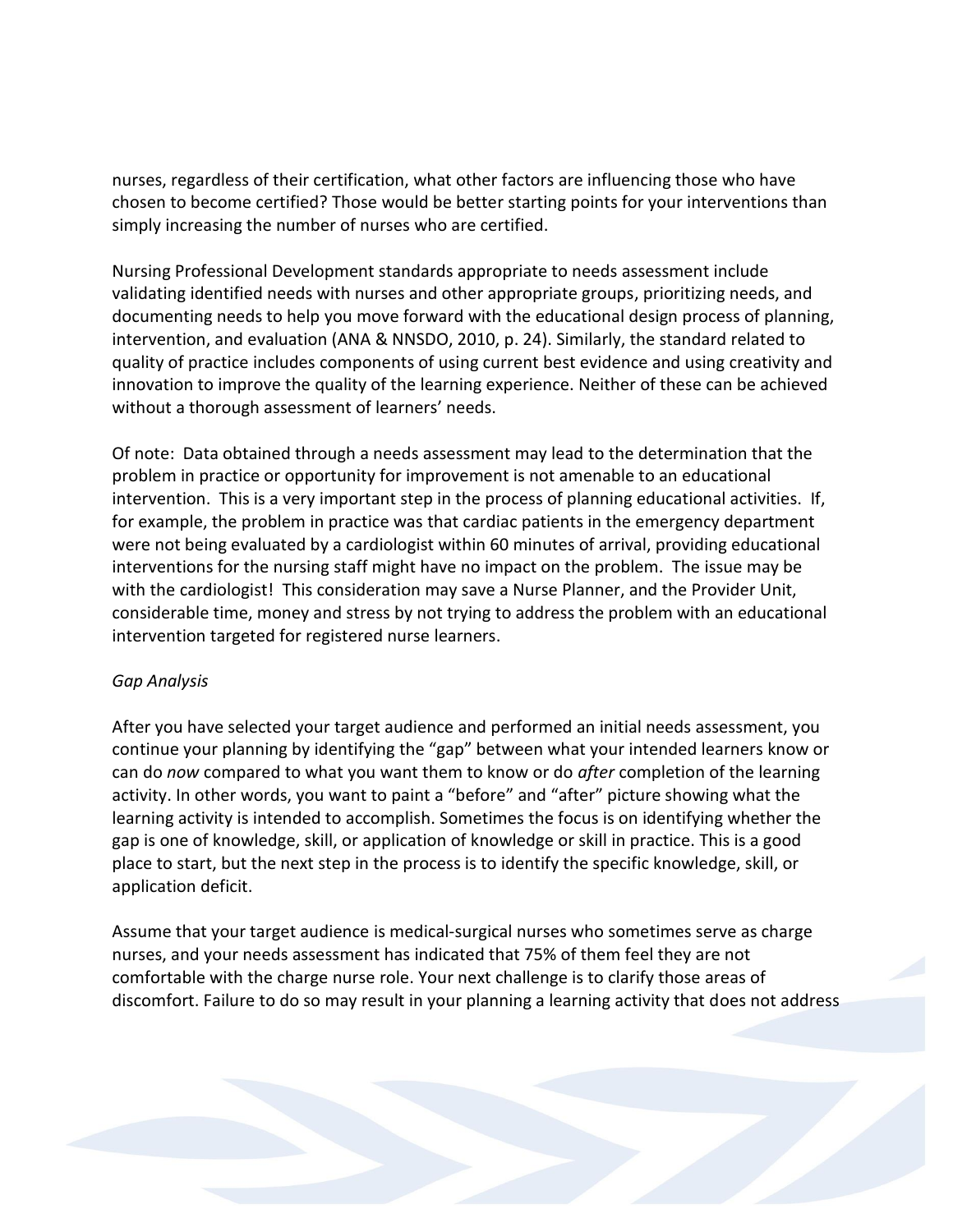nurses, regardless of their certification, what other factors are influencing those who have chosen to become certified? Those would be better starting points for your interventions than simply increasing the number of nurses who are certified.

Nursing Professional Development standards appropriate to needs assessment include validating identified needs with nurses and other appropriate groups, prioritizing needs, and documenting needs to help you move forward with the educational design process of planning, intervention, and evaluation (ANA & NNSDO, 2010, p. 24). Similarly, the standard related to quality of practice includes components of using current best evidence and using creativity and innovation to improve the quality of the learning experience. Neither of these can be achieved without a thorough assessment of learners' needs.

Of note: Data obtained through a needs assessment may lead to the determination that the problem in practice or opportunity for improvement is not amenable to an educational intervention. This is a very important step in the process of planning educational activities. If, for example, the problem in practice was that cardiac patients in the emergency department were not being evaluated by a cardiologist within 60 minutes of arrival, providing educational interventions for the nursing staff might have no impact on the problem. The issue may be with the cardiologist! This consideration may save a Nurse Planner, and the Provider Unit, considerable time, money and stress by not trying to address the problem with an educational intervention targeted for registered nurse learners.

*Gap Analysis*

After you have selected your target audience and performed an initial needs assessment, you continue your planning by identifying the "gap" between what your intended learners know or can do *now* compared to what you want them to know or do *after* completion of the learning activity. In other words, you want to paint a "before" and "after" picture showing what the learning activity is intended to accomplish. Sometimes the focus is on identifying whether the gap is one of knowledge, skill, or application of knowledge or skill in practice. This is a good place to start, but the next step in the process is to identify the specific knowledge, skill, or application deficit.

Assume that your target audience is medical-surgical nurses who sometimes serve as charge nurses, and your needs assessment has indicated that 75% of them feel they are not comfortable with the charge nurse role. Your next challenge is to clarify those areas of discomfort. Failure to do so may result in your planning a learning activity that does not address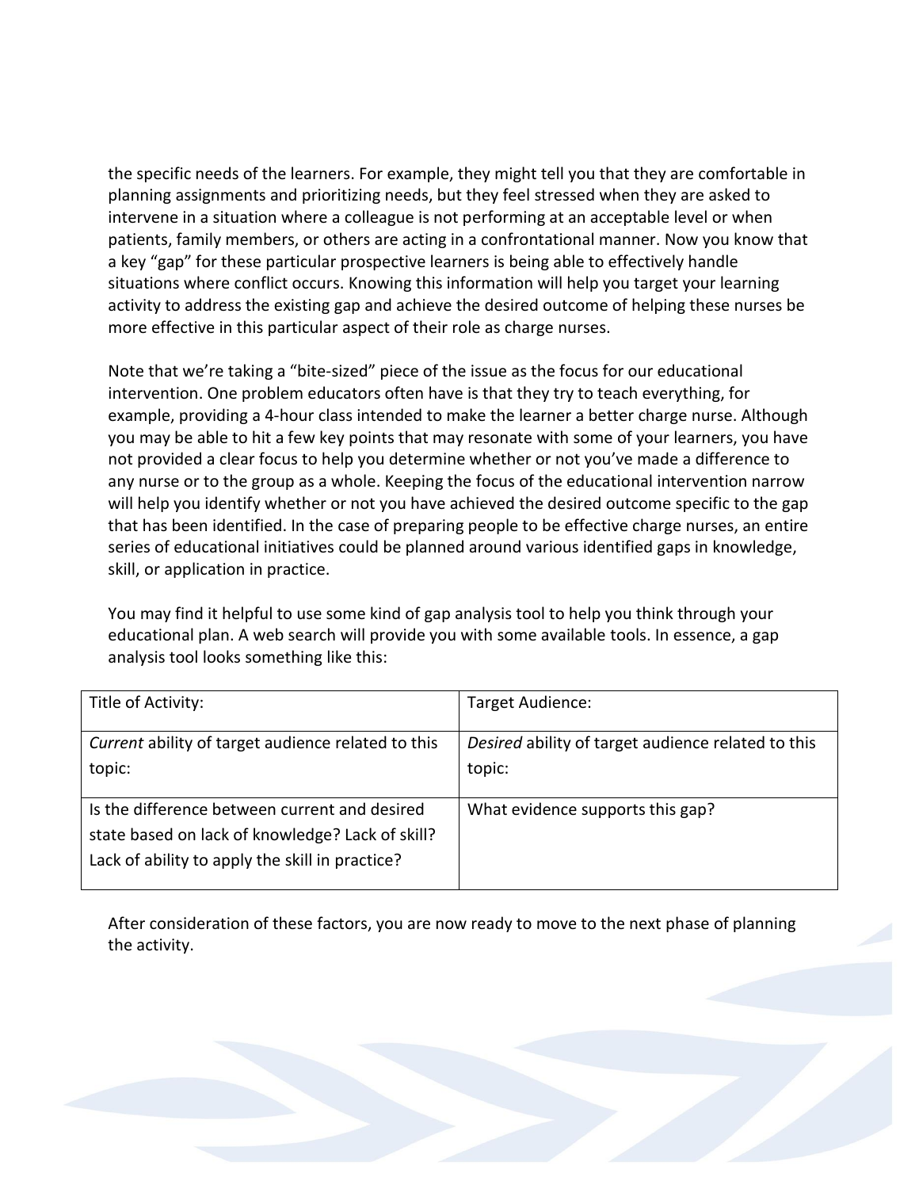the specific needs of the learners. For example, they might tell you that they are comfortable in planning assignments and prioritizing needs, but they feel stressed when they are asked to intervene in a situation where a colleague is not performing at an acceptable level or when patients, family members, or others are acting in a confrontational manner. Now you know that a key "gap" for these particular prospective learners is being able to effectively handle situations where conflict occurs. Knowing this information will help you target your learning activity to address the existing gap and achieve the desired outcome of helping these nurses be more effective in this particular aspect of their role as charge nurses.

Note that we're taking a "bite-sized" piece of the issue as the focus for our educational intervention. One problem educators often have is that they try to teach everything, for example, providing a 4-hour class intended to make the learner a better charge nurse. Although you may be able to hit a few key points that may resonate with some of your learners, you have not provided a clear focus to help you determine whether or not you've made a difference to any nurse or to the group as a whole. Keeping the focus of the educational intervention narrow will help you identify whether or not you have achieved the desired outcome specific to the gap that has been identified. In the case of preparing people to be effective charge nurses, an entire series of educational initiatives could be planned around various identified gaps in knowledge, skill, or application in practice.

You may find it helpful to use some kind of gap analysis tool to help you think through your educational plan. A web search will provide you with some available tools. In essence, a gap analysis tool looks something like this:

| Title of Activity: | Target Audience: |
|---|---|
| *Current* ability of target audience related to this topic: | *Desired* ability of target audience related to this topic: |
| Is the difference between current and desired state based on lack of knowledge? Lack of skill? Lack of ability to apply the skill in practice? | What evidence supports this gap? |

After consideration of these factors, you are now ready to move to the next phase of planning the activity.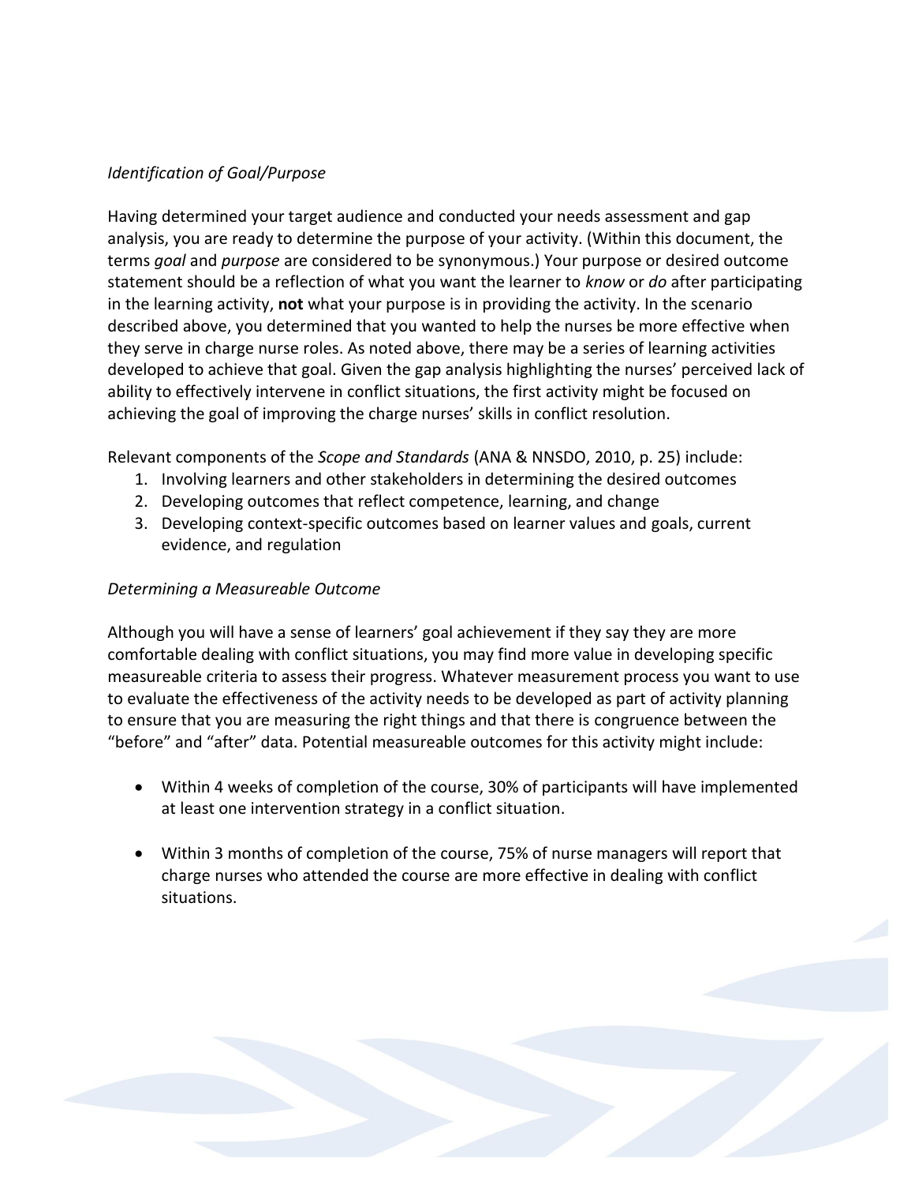*Identification of Goal/Purpose*

Having determined your target audience and conducted your needs assessment and gap analysis, you are ready to determine the purpose of your activity. (Within this document, the terms *goal* and *purpose* are considered to be synonymous.) Your purpose or desired outcome statement should be a reflection of what you want the learner to *know* or *do* after participating in the learning activity, **not** what your purpose is in providing the activity. In the scenario described above, you determined that you wanted to help the nurses be more effective when they serve in charge nurse roles. As noted above, there may be a series of learning activities developed to achieve that goal. Given the gap analysis highlighting the nurses' perceived lack of ability to effectively intervene in conflict situations, the first activity might be focused on achieving the goal of improving the charge nurses' skills in conflict resolution.

Relevant components of the *Scope and Standards* (ANA & NNSDO, 2010, p. 25) include:

1. Involving learners and other stakeholders in determining the desired outcomes
2. Developing outcomes that reflect competence, learning, and change
3. Developing context-specific outcomes based on learner values and goals, current evidence, and regulation

*Determining a Measureable Outcome*

Although you will have a sense of learners' goal achievement if they say they are more comfortable dealing with conflict situations, you may find more value in developing specific measureable criteria to assess their progress. Whatever measurement process you want to use to evaluate the effectiveness of the activity needs to be developed as part of activity planning to ensure that you are measuring the right things and that there is congruence between the "before" and "after" data. Potential measureable outcomes for this activity might include:

- Within 4 weeks of completion of the course, 30% of participants will have implemented at least one intervention strategy in a conflict situation.
- Within 3 months of completion of the course, 75% of nurse managers will report that charge nurses who attended the course are more effective in dealing with conflict situations.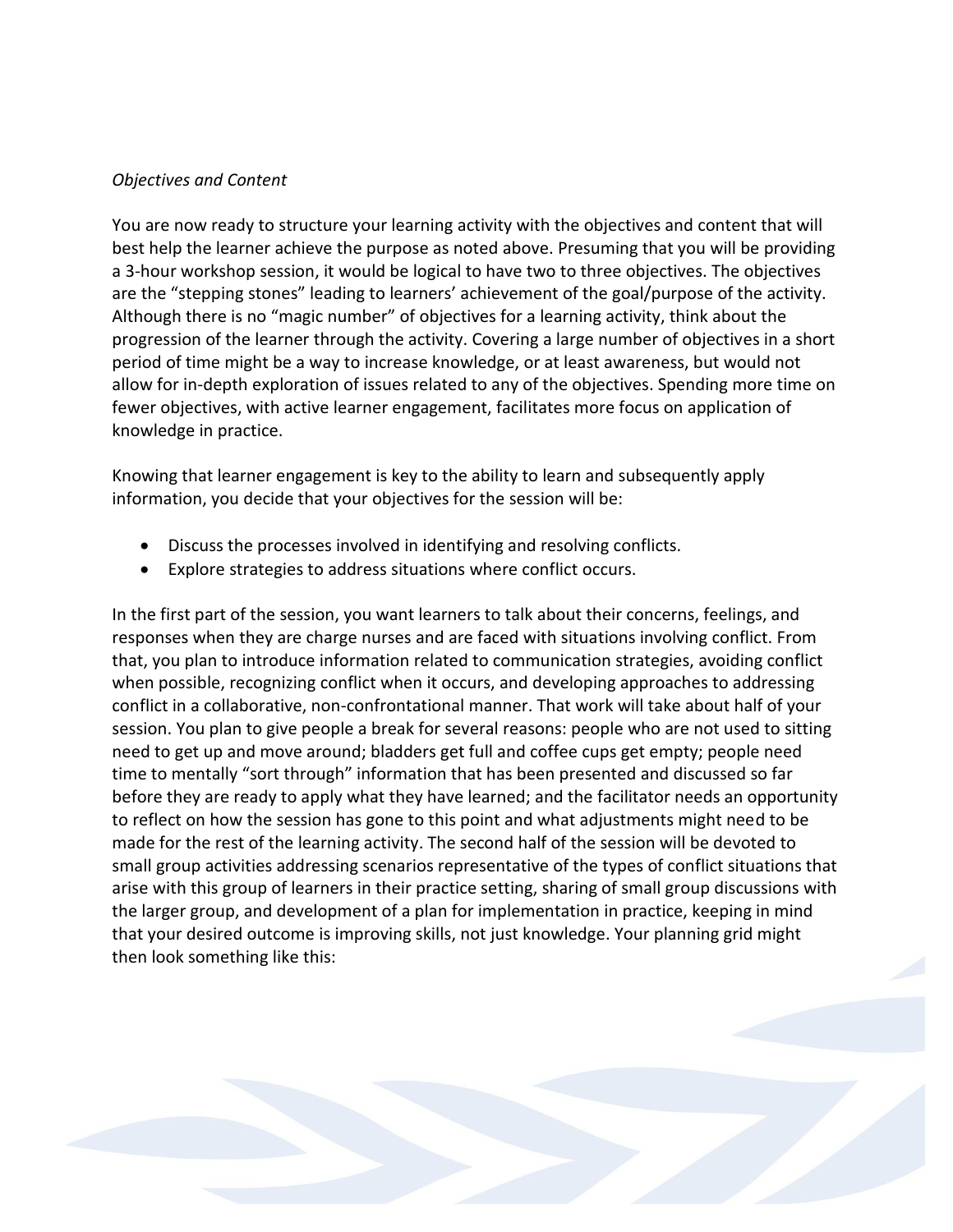*Objectives and Content*

You are now ready to structure your learning activity with the objectives and content that will best help the learner achieve the purpose as noted above. Presuming that you will be providing a 3-hour workshop session, it would be logical to have two to three objectives. The objectives are the "stepping stones" leading to learners' achievement of the goal/purpose of the activity. Although there is no "magic number" of objectives for a learning activity, think about the progression of the learner through the activity. Covering a large number of objectives in a short period of time might be a way to increase knowledge, or at least awareness, but would not allow for in-depth exploration of issues related to any of the objectives. Spending more time on fewer objectives, with active learner engagement, facilitates more focus on application of knowledge in practice.

Knowing that learner engagement is key to the ability to learn and subsequently apply information, you decide that your objectives for the session will be:

- Discuss the processes involved in identifying and resolving conflicts.
- Explore strategies to address situations where conflict occurs.

In the first part of the session, you want learners to talk about their concerns, feelings, and responses when they are charge nurses and are faced with situations involving conflict. From that, you plan to introduce information related to communication strategies, avoiding conflict when possible, recognizing conflict when it occurs, and developing approaches to addressing conflict in a collaborative, non-confrontational manner. That work will take about half of your session. You plan to give people a break for several reasons: people who are not used to sitting need to get up and move around; bladders get full and coffee cups get empty; people need time to mentally "sort through" information that has been presented and discussed so far before they are ready to apply what they have learned; and the facilitator needs an opportunity to reflect on how the session has gone to this point and what adjustments might need to be made for the rest of the learning activity. The second half of the session will be devoted to small group activities addressing scenarios representative of the types of conflict situations that arise with this group of learners in their practice setting, sharing of small group discussions with the larger group, and development of a plan for implementation in practice, keeping in mind that your desired outcome is improving skills, not just knowledge. Your planning grid might then look something like this: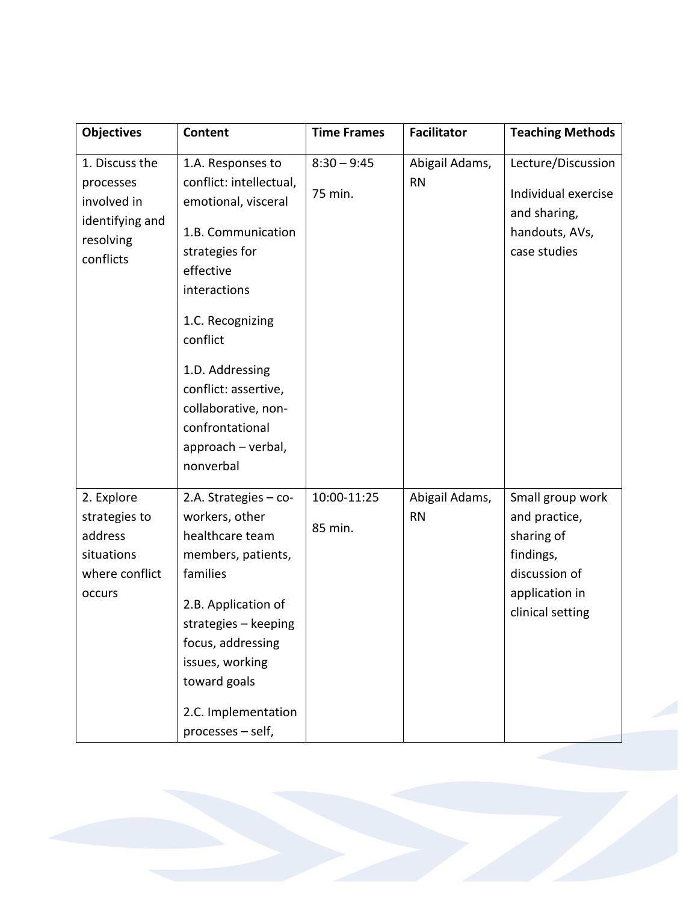| Objectives | Content | Time Frames | Facilitator | Teaching Methods |
|---|---|---|---|---|
| 1. Discuss the processes involved in identifying and resolving conflicts | 1.A. Responses to conflict: intellectual, emotional, visceral<br><br>1.B. Communication strategies for effective interactions<br><br>1.C. Recognizing conflict<br><br>1.D. Addressing conflict: assertive, collaborative, non-confrontational approach – verbal, nonverbal | 8:30 – 9:45<br><br>75 min. | Abigail Adams, RN | Lecture/Discussion<br><br>Individual exercise and sharing, handouts, AVs, case studies |
| 2. Explore strategies to address situations where conflict occurs | 2.A. Strategies – co-workers, other healthcare team members, patients, families<br><br>2.B. Application of strategies – keeping focus, addressing issues, working toward goals<br><br>2.C. Implementation processes – self, | 10:00-11:25<br><br>85 min. | Abigail Adams, RN | Small group work and practice, sharing of findings, discussion of application in clinical setting |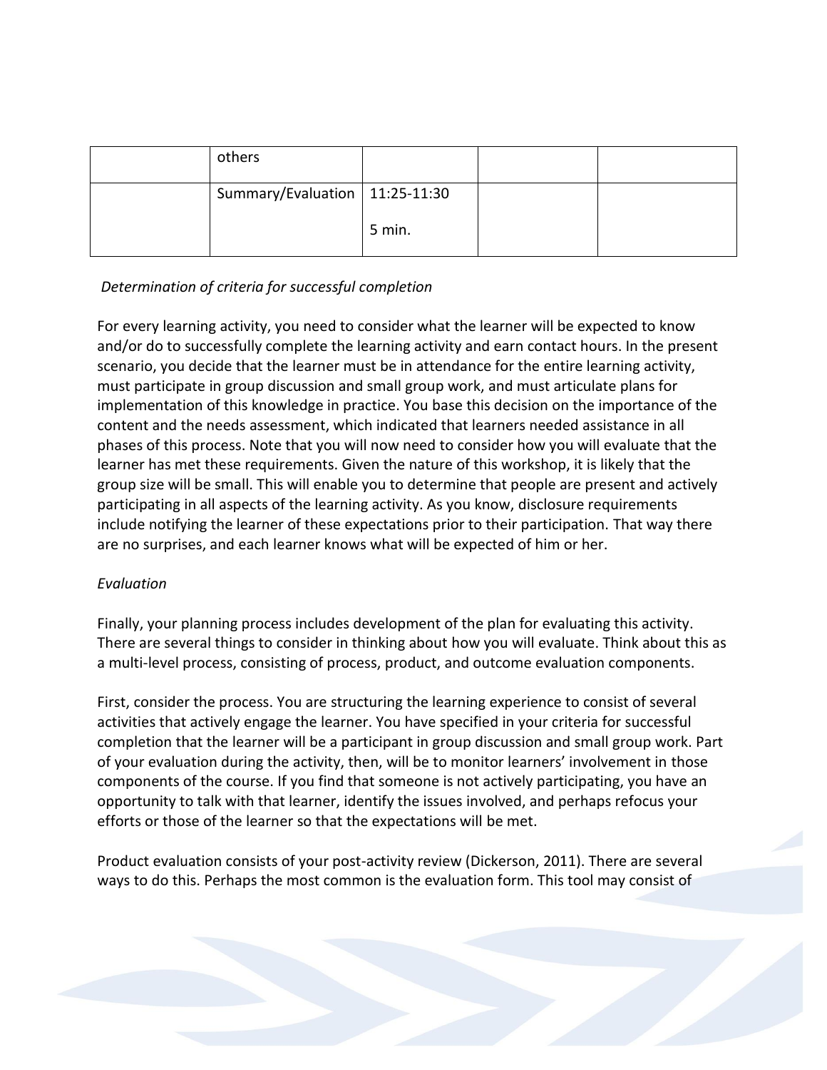| | others | | | |
|---|---|---|---|---|
| | Summary/Evaluation | 11:25-11:30<br><br>5 min. | | |

*Determination of criteria for successful completion*

For every learning activity, you need to consider what the learner will be expected to know and/or do to successfully complete the learning activity and earn contact hours. In the present scenario, you decide that the learner must be in attendance for the entire learning activity, must participate in group discussion and small group work, and must articulate plans for implementation of this knowledge in practice. You base this decision on the importance of the content and the needs assessment, which indicated that learners needed assistance in all phases of this process. Note that you will now need to consider how you will evaluate that the learner has met these requirements. Given the nature of this workshop, it is likely that the group size will be small. This will enable you to determine that people are present and actively participating in all aspects of the learning activity. As you know, disclosure requirements include notifying the learner of these expectations prior to their participation. That way there are no surprises, and each learner knows what will be expected of him or her.

*Evaluation*

Finally, your planning process includes development of the plan for evaluating this activity. There are several things to consider in thinking about how you will evaluate. Think about this as a multi-level process, consisting of process, product, and outcome evaluation components.

First, consider the process. You are structuring the learning experience to consist of several activities that actively engage the learner. You have specified in your criteria for successful completion that the learner will be a participant in group discussion and small group work. Part of your evaluation during the activity, then, will be to monitor learners' involvement in those components of the course. If you find that someone is not actively participating, you have an opportunity to talk with that learner, identify the issues involved, and perhaps refocus your efforts or those of the learner so that the expectations will be met.

Product evaluation consists of your post-activity review (Dickerson, 2011). There are several ways to do this. Perhaps the most common is the evaluation form. This tool may consist of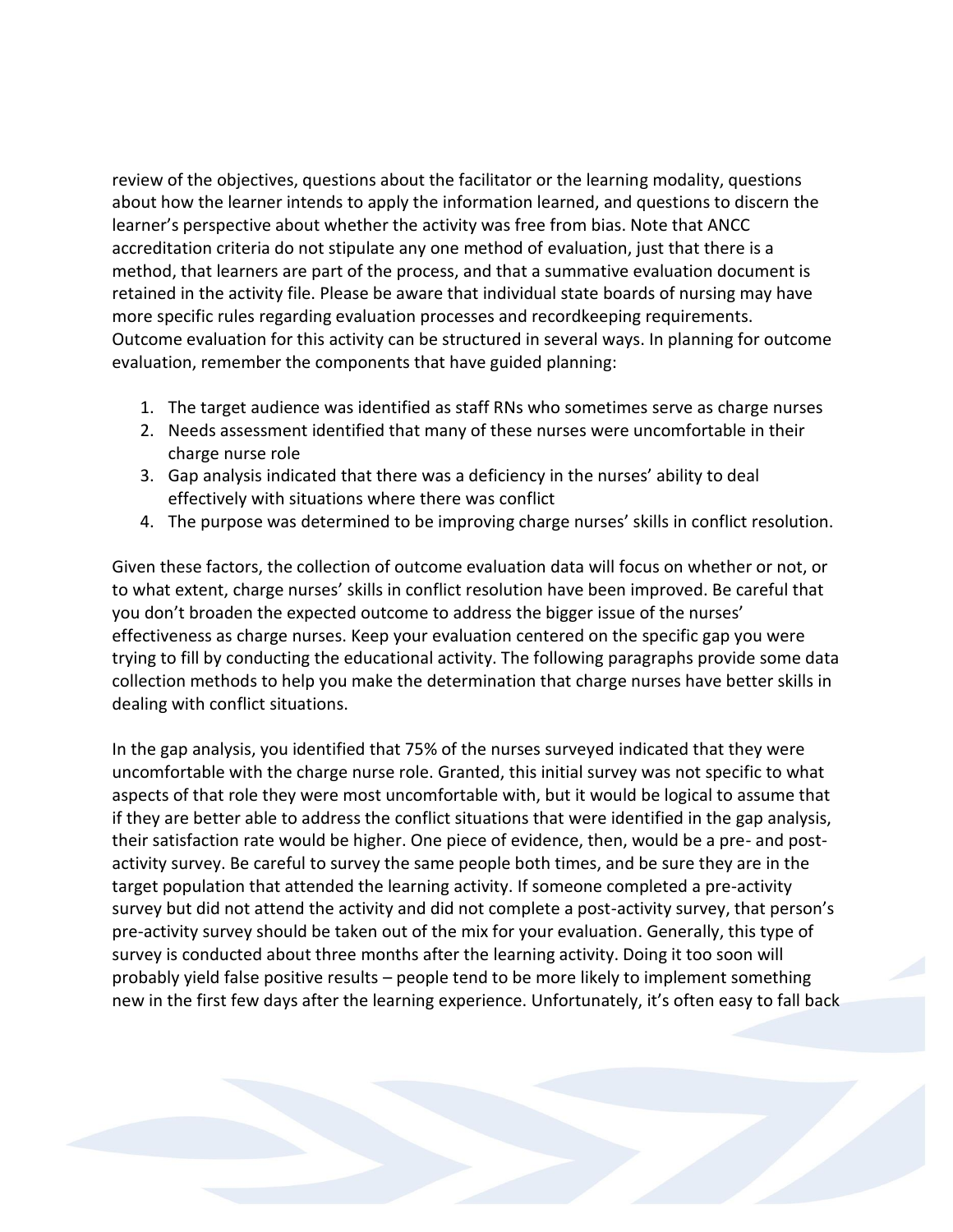review of the objectives, questions about the facilitator or the learning modality, questions about how the learner intends to apply the information learned, and questions to discern the learner's perspective about whether the activity was free from bias. Note that ANCC accreditation criteria do not stipulate any one method of evaluation, just that there is a method, that learners are part of the process, and that a summative evaluation document is retained in the activity file. Please be aware that individual state boards of nursing may have more specific rules regarding evaluation processes and recordkeeping requirements. Outcome evaluation for this activity can be structured in several ways. In planning for outcome evaluation, remember the components that have guided planning:

1. The target audience was identified as staff RNs who sometimes serve as charge nurses
2. Needs assessment identified that many of these nurses were uncomfortable in their charge nurse role
3. Gap analysis indicated that there was a deficiency in the nurses' ability to deal effectively with situations where there was conflict
4. The purpose was determined to be improving charge nurses' skills in conflict resolution.

Given these factors, the collection of outcome evaluation data will focus on whether or not, or to what extent, charge nurses' skills in conflict resolution have been improved. Be careful that you don't broaden the expected outcome to address the bigger issue of the nurses' effectiveness as charge nurses. Keep your evaluation centered on the specific gap you were trying to fill by conducting the educational activity. The following paragraphs provide some data collection methods to help you make the determination that charge nurses have better skills in dealing with conflict situations.

In the gap analysis, you identified that 75% of the nurses surveyed indicated that they were uncomfortable with the charge nurse role. Granted, this initial survey was not specific to what aspects of that role they were most uncomfortable with, but it would be logical to assume that if they are better able to address the conflict situations that were identified in the gap analysis, their satisfaction rate would be higher. One piece of evidence, then, would be a pre- and post-activity survey. Be careful to survey the same people both times, and be sure they are in the target population that attended the learning activity. If someone completed a pre-activity survey but did not attend the activity and did not complete a post-activity survey, that person's pre-activity survey should be taken out of the mix for your evaluation. Generally, this type of survey is conducted about three months after the learning activity. Doing it too soon will probably yield false positive results – people tend to be more likely to implement something new in the first few days after the learning experience. Unfortunately, it's often easy to fall back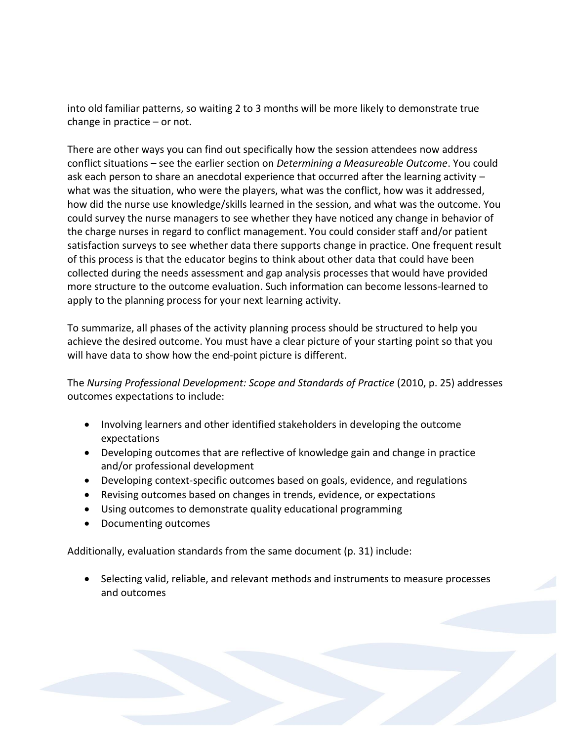into old familiar patterns, so waiting 2 to 3 months will be more likely to demonstrate true change in practice – or not.

There are other ways you can find out specifically how the session attendees now address conflict situations – see the earlier section on *Determining a Measureable Outcome*. You could ask each person to share an anecdotal experience that occurred after the learning activity – what was the situation, who were the players, what was the conflict, how was it addressed, how did the nurse use knowledge/skills learned in the session, and what was the outcome. You could survey the nurse managers to see whether they have noticed any change in behavior of the charge nurses in regard to conflict management. You could consider staff and/or patient satisfaction surveys to see whether data there supports change in practice. One frequent result of this process is that the educator begins to think about other data that could have been collected during the needs assessment and gap analysis processes that would have provided more structure to the outcome evaluation. Such information can become lessons-learned to apply to the planning process for your next learning activity.

To summarize, all phases of the activity planning process should be structured to help you achieve the desired outcome. You must have a clear picture of your starting point so that you will have data to show how the end-point picture is different.

The *Nursing Professional Development: Scope and Standards of Practice* (2010, p. 25) addresses outcomes expectations to include:

- Involving learners and other identified stakeholders in developing the outcome expectations
- Developing outcomes that are reflective of knowledge gain and change in practice and/or professional development
- Developing context-specific outcomes based on goals, evidence, and regulations
- Revising outcomes based on changes in trends, evidence, or expectations
- Using outcomes to demonstrate quality educational programming
- Documenting outcomes

Additionally, evaluation standards from the same document (p. 31) include:

- Selecting valid, reliable, and relevant methods and instruments to measure processes and outcomes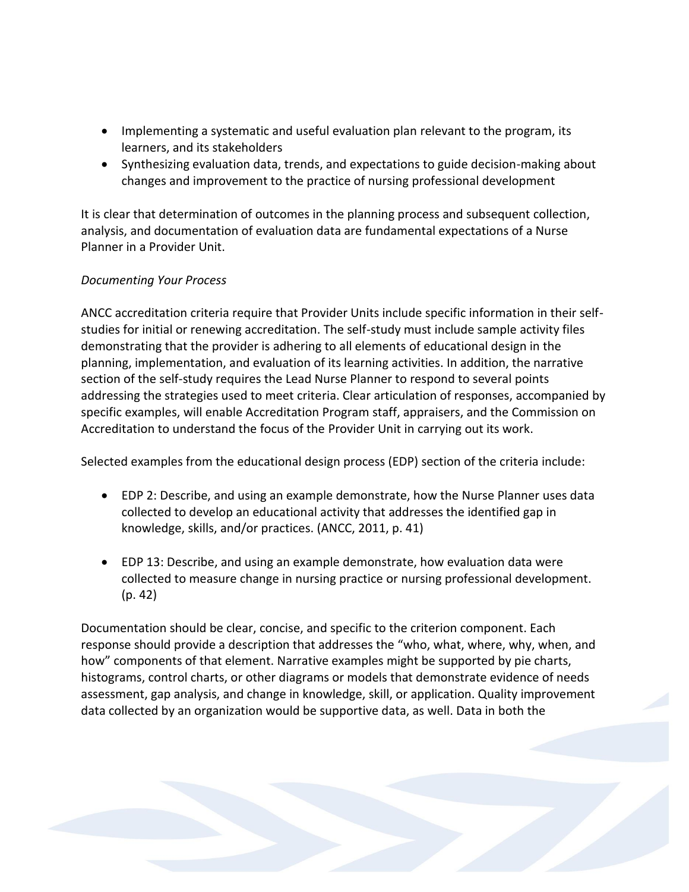- Implementing a systematic and useful evaluation plan relevant to the program, its learners, and its stakeholders
- Synthesizing evaluation data, trends, and expectations to guide decision-making about changes and improvement to the practice of nursing professional development

It is clear that determination of outcomes in the planning process and subsequent collection, analysis, and documentation of evaluation data are fundamental expectations of a Nurse Planner in a Provider Unit.

*Documenting Your Process*

ANCC accreditation criteria require that Provider Units include specific information in their self-studies for initial or renewing accreditation. The self-study must include sample activity files demonstrating that the provider is adhering to all elements of educational design in the planning, implementation, and evaluation of its learning activities. In addition, the narrative section of the self-study requires the Lead Nurse Planner to respond to several points addressing the strategies used to meet criteria. Clear articulation of responses, accompanied by specific examples, will enable Accreditation Program staff, appraisers, and the Commission on Accreditation to understand the focus of the Provider Unit in carrying out its work.

Selected examples from the educational design process (EDP) section of the criteria include:

- EDP 2: Describe, and using an example demonstrate, how the Nurse Planner uses data collected to develop an educational activity that addresses the identified gap in knowledge, skills, and/or practices. (ANCC, 2011, p. 41)

- EDP 13: Describe, and using an example demonstrate, how evaluation data were collected to measure change in nursing practice or nursing professional development. (p. 42)

Documentation should be clear, concise, and specific to the criterion component. Each response should provide a description that addresses the "who, what, where, why, when, and how" components of that element. Narrative examples might be supported by pie charts, histograms, control charts, or other diagrams or models that demonstrate evidence of needs assessment, gap analysis, and change in knowledge, skill, or application. Quality improvement data collected by an organization would be supportive data, as well. Data in both the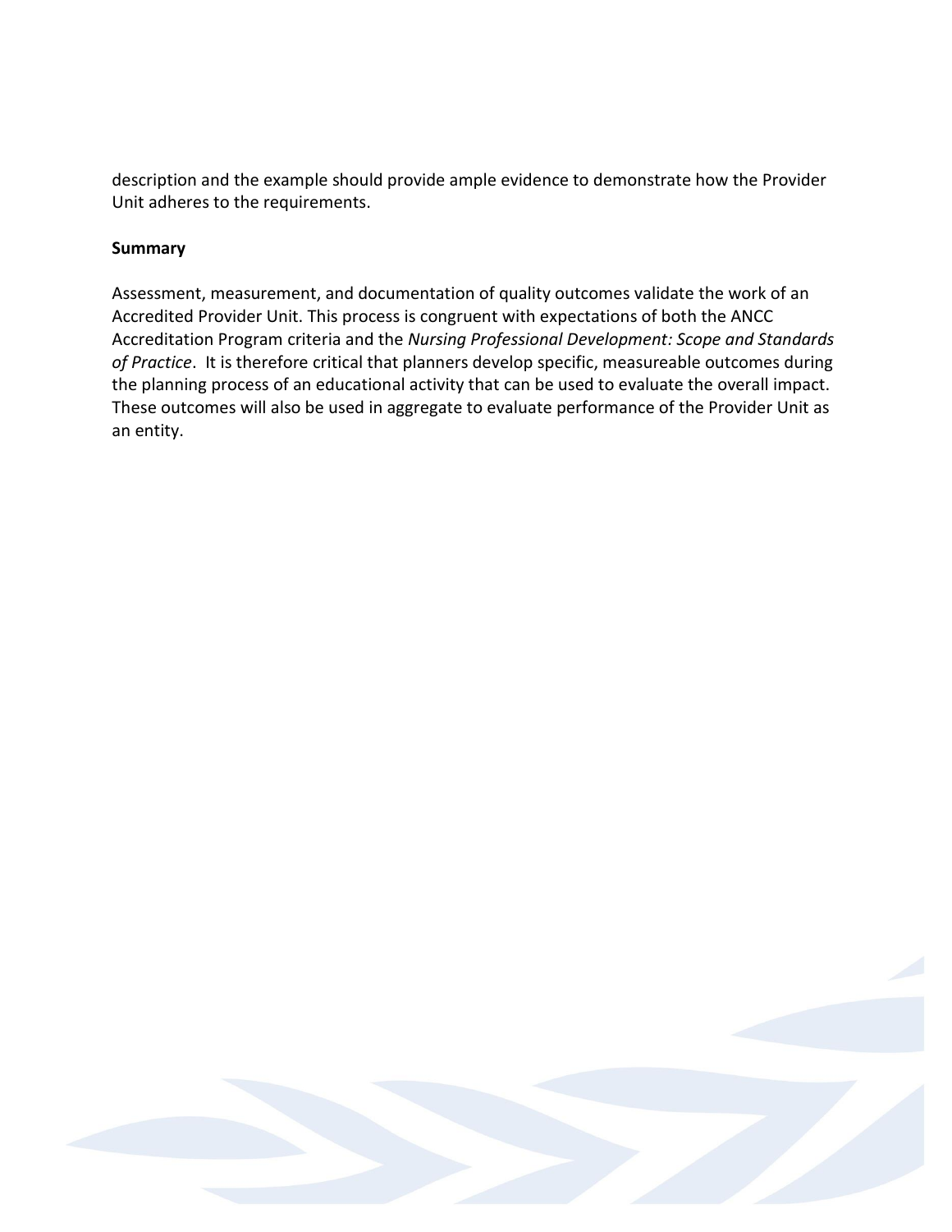description and the example should provide ample evidence to demonstrate how the Provider Unit adheres to the requirements.

**Summary**

Assessment, measurement, and documentation of quality outcomes validate the work of an Accredited Provider Unit. This process is congruent with expectations of both the ANCC Accreditation Program criteria and the *Nursing Professional Development: Scope and Standards of Practice*. It is therefore critical that planners develop specific, measureable outcomes during the planning process of an educational activity that can be used to evaluate the overall impact. These outcomes will also be used in aggregate to evaluate performance of the Provider Unit as an entity.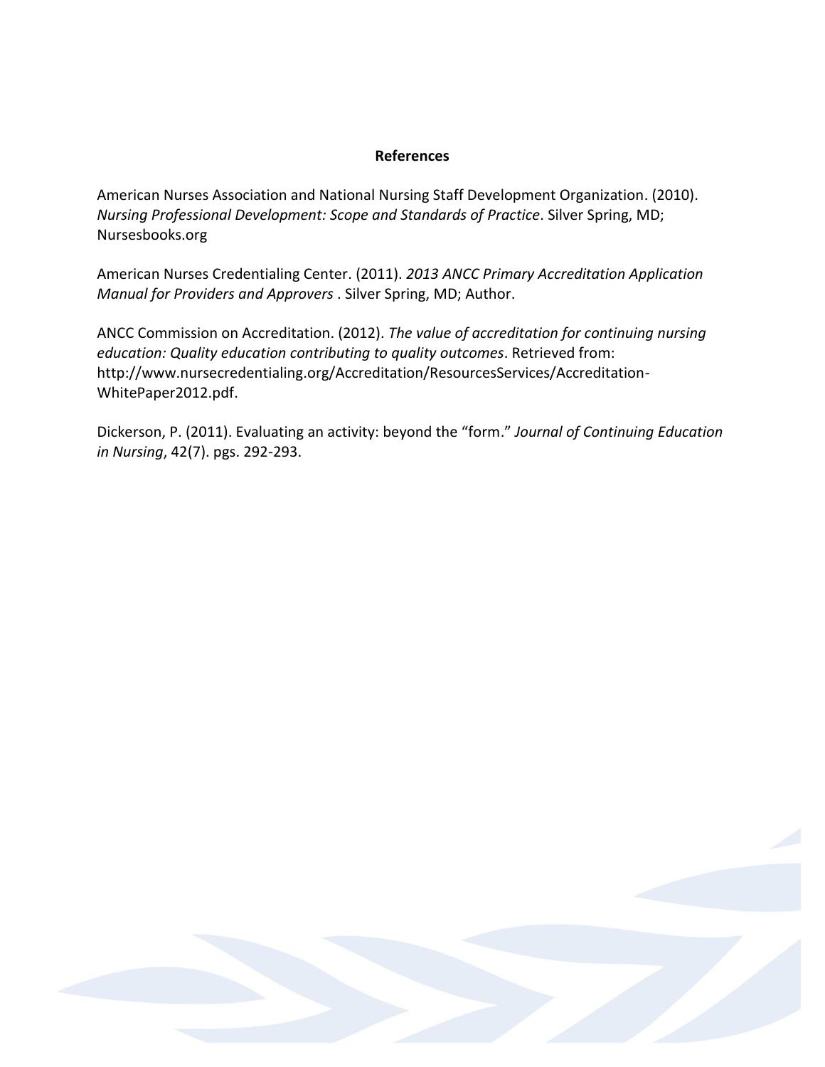## References

American Nurses Association and National Nursing Staff Development Organization. (2010). *Nursing Professional Development: Scope and Standards of Practice*. Silver Spring, MD; Nursesbooks.org

American Nurses Credentialing Center. (2011). *2013 ANCC Primary Accreditation Application Manual for Providers and Approvers* . Silver Spring, MD; Author.

ANCC Commission on Accreditation. (2012). *The value of accreditation for continuing nursing education: Quality education contributing to quality outcomes*. Retrieved from: http://www.nursecredentialing.org/Accreditation/ResourcesServices/Accreditation-WhitePaper2012.pdf.

Dickerson, P. (2011). Evaluating an activity: beyond the "form." *Journal of Continuing Education in Nursing*, 42(7). pgs. 292-293.